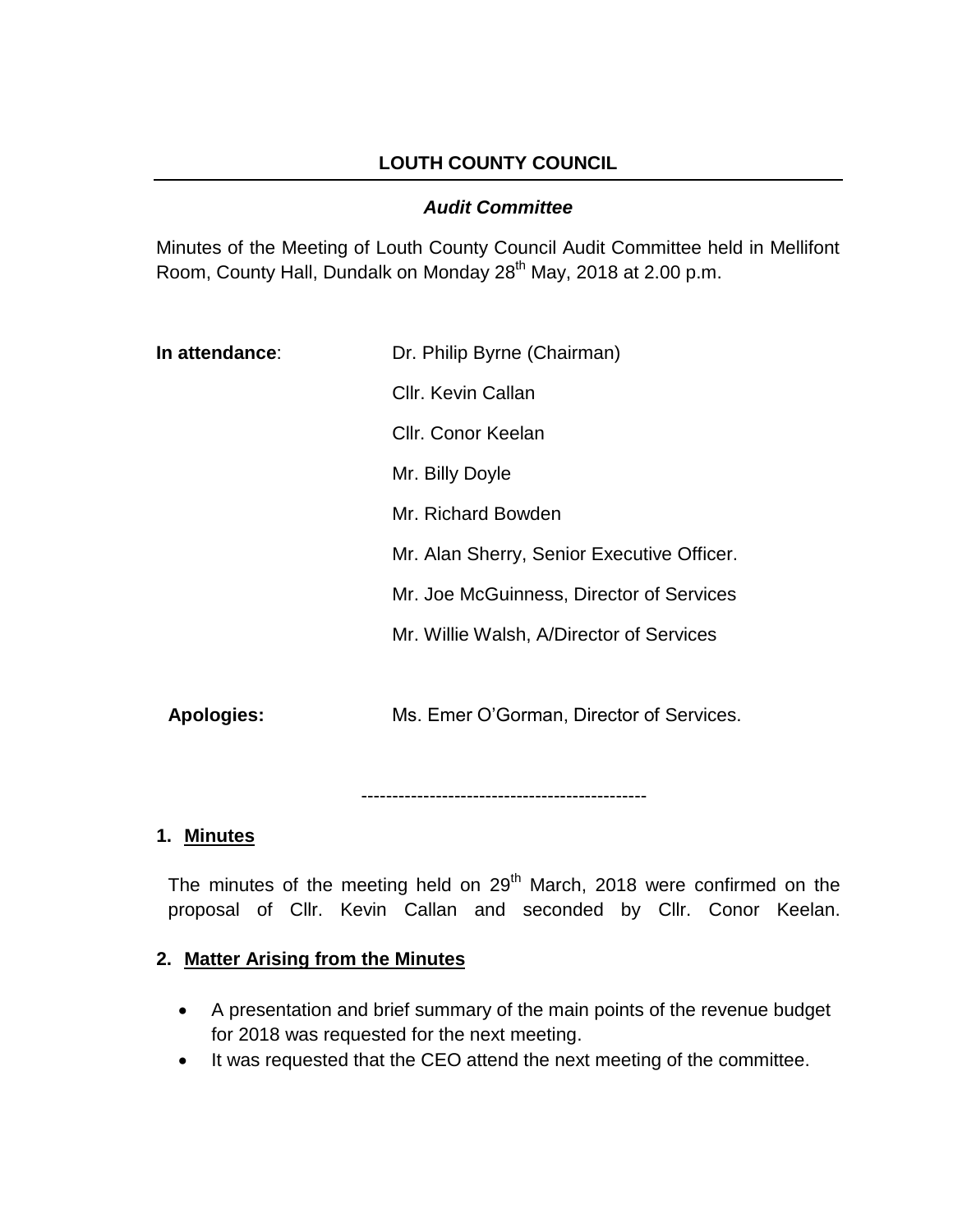# LOUTH COUNTY COUNCIL

## *Audit Committee*

Minutes of the Meeting of Louth County Council Audit Committee held in Mellifont Room, County Hall, Dundalk on Monday 28th May, 2018 at 2.00 p.m.

| | |
|---|---|
| **In attendance**: | Dr. Philip Byrne (Chairman) |
| | Cllr. Kevin Callan |
| | Cllr. Conor Keelan |
| | Mr. Billy Doyle |
| | Mr. Richard Bowden |
| | Mr. Alan Sherry, Senior Executive Officer. |
| | Mr. Joe McGuinness, Director of Services |
| | Mr. Willie Walsh, A/Director of Services |
| **Apologies:** | Ms. Emer O'Gorman, Director of Services. |

---

### 1. Minutes

The minutes of the meeting held on 29th March, 2018 were confirmed on the proposal of Cllr. Kevin Callan and seconded by Cllr. Conor Keelan.

### 2. Matter Arising from the Minutes

- A presentation and brief summary of the main points of the revenue budget for 2018 was requested for the next meeting.
- It was requested that the CEO attend the next meeting of the committee.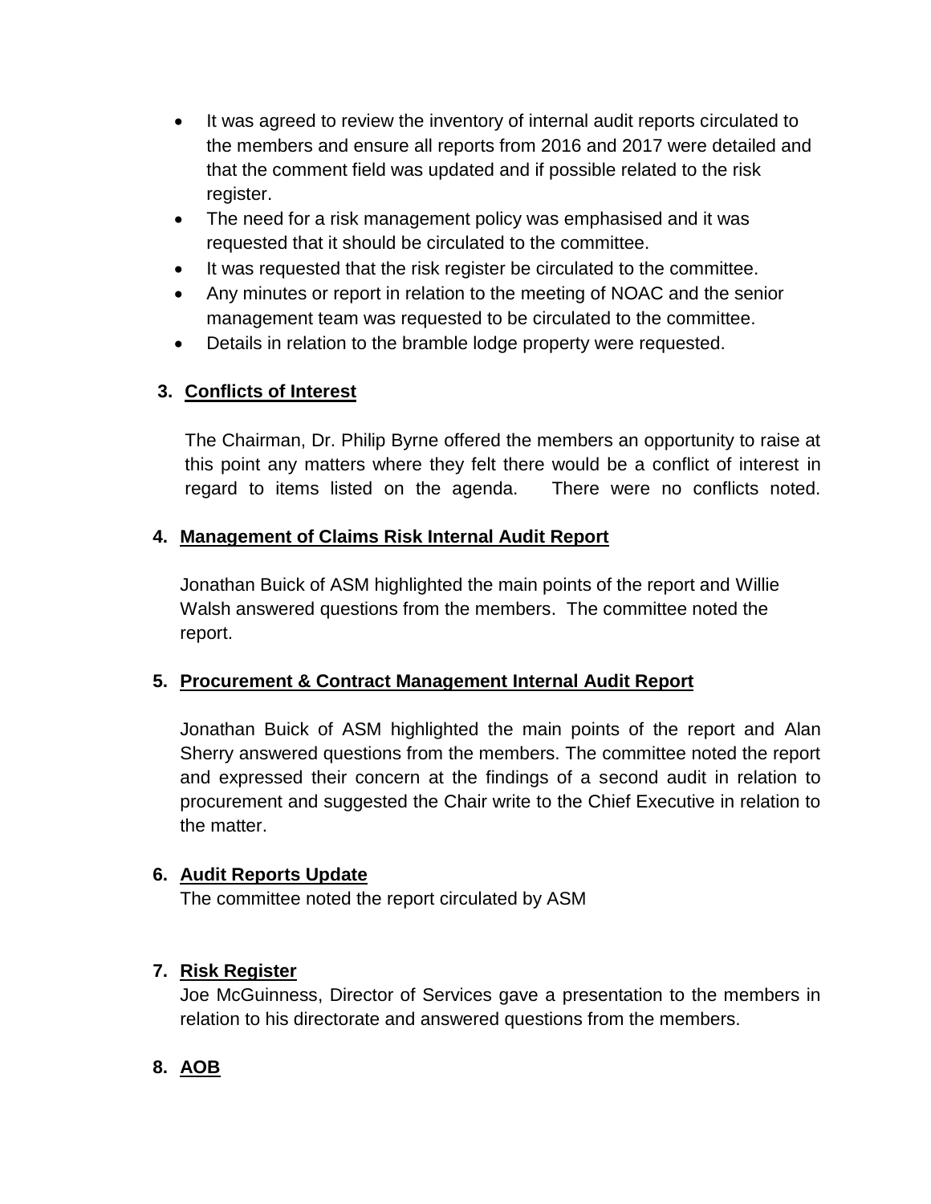- It was agreed to review the inventory of internal audit reports circulated to the members and ensure all reports from 2016 and 2017 were detailed and that the comment field was updated and if possible related to the risk register.
- The need for a risk management policy was emphasised and it was requested that it should be circulated to the committee.
- It was requested that the risk register be circulated to the committee.
- Any minutes or report in relation to the meeting of NOAC and the senior management team was requested to be circulated to the committee.
- Details in relation to the bramble lodge property were requested.

## 3. Conflicts of Interest

The Chairman, Dr. Philip Byrne offered the members an opportunity to raise at this point any matters where they felt there would be a conflict of interest in regard to items listed on the agenda. There were no conflicts noted.

## 4. Management of Claims Risk Internal Audit Report

Jonathan Buick of ASM highlighted the main points of the report and Willie Walsh answered questions from the members. The committee noted the report.

## 5. Procurement & Contract Management Internal Audit Report

Jonathan Buick of ASM highlighted the main points of the report and Alan Sherry answered questions from the members. The committee noted the report and expressed their concern at the findings of a second audit in relation to procurement and suggested the Chair write to the Chief Executive in relation to the matter.

## 6. Audit Reports Update

The committee noted the report circulated by ASM

## 7. Risk Register

Joe McGuinness, Director of Services gave a presentation to the members in relation to his directorate and answered questions from the members.

## 8. AOB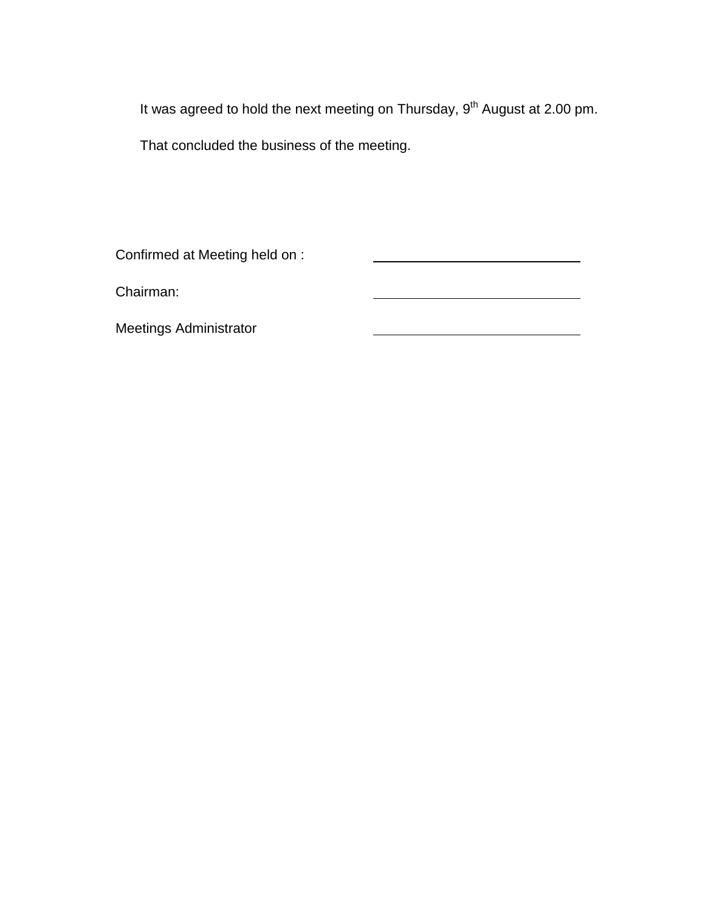It was agreed to hold the next meeting on Thursday, 9th August at 2.00 pm.

That concluded the business of the meeting.

| | |
|---|---|
| Confirmed at Meeting held on : | ______________________ |
| Chairman: | ______________________ |
| Meetings Administrator | ______________________ |